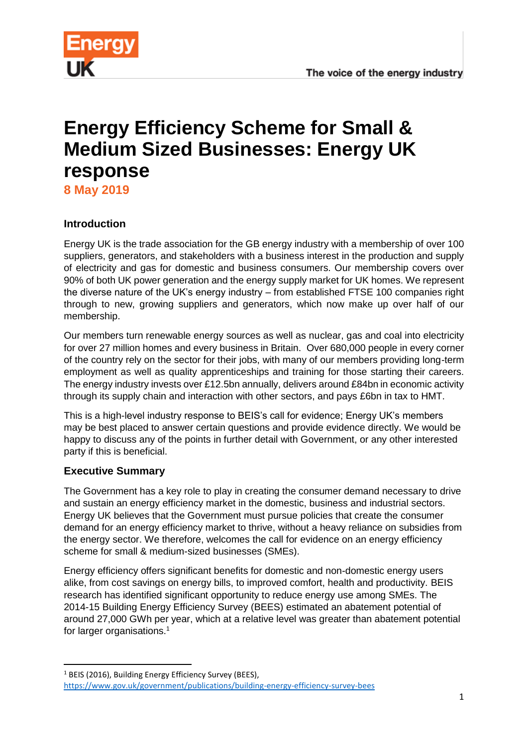# Energy Efficiency Scheme for Small & Medium Sized Businesses: Energy UK response

**8 May 2019**

### Introduction

Energy UK is the trade association for the GB energy industry with a membership of over 100 suppliers, generators, and stakeholders with a business interest in the production and supply of electricity and gas for domestic and business consumers. Our membership covers over 90% of both UK power generation and the energy supply market for UK homes. We represent the diverse nature of the UK's energy industry – from established FTSE 100 companies right through to new, growing suppliers and generators, which now make up over half of our membership.

Our members turn renewable energy sources as well as nuclear, gas and coal into electricity for over 27 million homes and every business in Britain. Over 680,000 people in every corner of the country rely on the sector for their jobs, with many of our members providing long-term employment as well as quality apprenticeships and training for those starting their careers. The energy industry invests over £12.5bn annually, delivers around £84bn in economic activity through its supply chain and interaction with other sectors, and pays £6bn in tax to HMT.

This is a high-level industry response to BEIS's call for evidence; Energy UK's members may be best placed to answer certain questions and provide evidence directly. We would be happy to discuss any of the points in further detail with Government, or any other interested party if this is beneficial.

### Executive Summary

The Government has a key role to play in creating the consumer demand necessary to drive and sustain an energy efficiency market in the domestic, business and industrial sectors. Energy UK believes that the Government must pursue policies that create the consumer demand for an energy efficiency market to thrive, without a heavy reliance on subsidies from the energy sector. We therefore, welcomes the call for evidence on an energy efficiency scheme for small & medium-sized businesses (SMEs).

Energy efficiency offers significant benefits for domestic and non-domestic energy users alike, from cost savings on energy bills, to improved comfort, health and productivity. BEIS research has identified significant opportunity to reduce energy use among SMEs. The 2014-15 Building Energy Efficiency Survey (BEES) estimated an abatement potential of around 27,000 GWh per year, which at a relative level was greater than abatement potential for larger organisations.[1]

---

[1] BEIS (2016), Building Energy Efficiency Survey (BEES), https://www.gov.uk/government/publications/building-energy-efficiency-survey-bees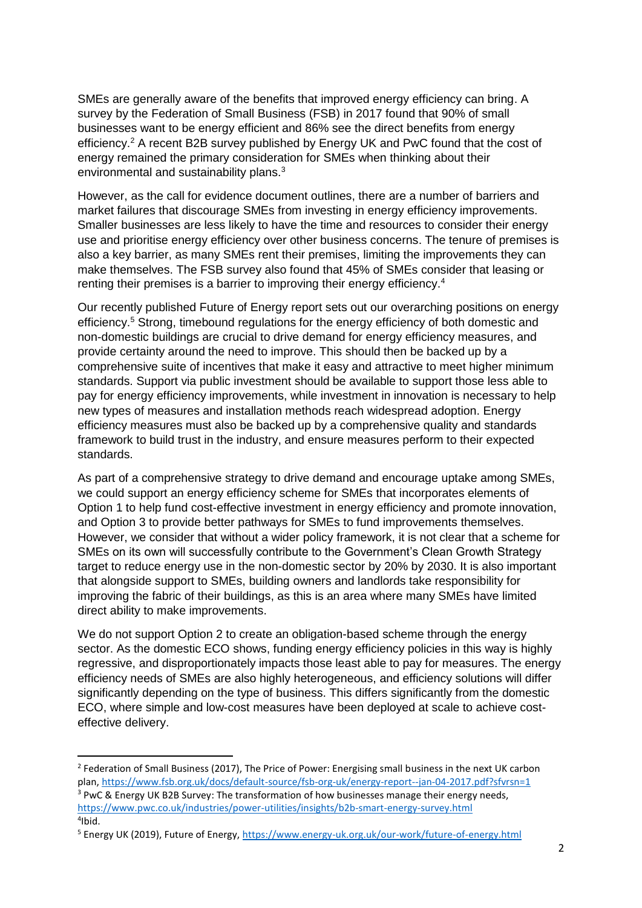SMEs are generally aware of the benefits that improved energy efficiency can bring. A survey by the Federation of Small Business (FSB) in 2017 found that 90% of small businesses want to be energy efficient and 86% see the direct benefits from energy efficiency.[2] A recent B2B survey published by Energy UK and PwC found that the cost of energy remained the primary consideration for SMEs when thinking about their environmental and sustainability plans.[3]

However, as the call for evidence document outlines, there are a number of barriers and market failures that discourage SMEs from investing in energy efficiency improvements. Smaller businesses are less likely to have the time and resources to consider their energy use and prioritise energy efficiency over other business concerns. The tenure of premises is also a key barrier, as many SMEs rent their premises, limiting the improvements they can make themselves. The FSB survey also found that 45% of SMEs consider that leasing or renting their premises is a barrier to improving their energy efficiency.[4]

Our recently published Future of Energy report sets out our overarching positions on energy efficiency.[5] Strong, timebound regulations for the energy efficiency of both domestic and non-domestic buildings are crucial to drive demand for energy efficiency measures, and provide certainty around the need to improve. This should then be backed up by a comprehensive suite of incentives that make it easy and attractive to meet higher minimum standards. Support via public investment should be available to support those less able to pay for energy efficiency improvements, while investment in innovation is necessary to help new types of measures and installation methods reach widespread adoption. Energy efficiency measures must also be backed up by a comprehensive quality and standards framework to build trust in the industry, and ensure measures perform to their expected standards.

As part of a comprehensive strategy to drive demand and encourage uptake among SMEs, we could support an energy efficiency scheme for SMEs that incorporates elements of Option 1 to help fund cost-effective investment in energy efficiency and promote innovation, and Option 3 to provide better pathways for SMEs to fund improvements themselves. However, we consider that without a wider policy framework, it is not clear that a scheme for SMEs on its own will successfully contribute to the Government's Clean Growth Strategy target to reduce energy use in the non-domestic sector by 20% by 2030. It is also important that alongside support to SMEs, building owners and landlords take responsibility for improving the fabric of their buildings, as this is an area where many SMEs have limited direct ability to make improvements.

We do not support Option 2 to create an obligation-based scheme through the energy sector. As the domestic ECO shows, funding energy efficiency policies in this way is highly regressive, and disproportionately impacts those least able to pay for measures. The energy efficiency needs of SMEs are also highly heterogeneous, and efficiency solutions will differ significantly depending on the type of business. This differs significantly from the domestic ECO, where simple and low-cost measures have been deployed at scale to achieve cost-effective delivery.

---

[2] Federation of Small Business (2017), The Price of Power: Energising small business in the next UK carbon plan, https://www.fsb.org.uk/docs/default-source/fsb-org-uk/energy-report--jan-04-2017.pdf?sfvrsn=1

[3] PwC & Energy UK B2B Survey: The transformation of how businesses manage their energy needs, https://www.pwc.co.uk/industries/power-utilities/insights/b2b-smart-energy-survey.html

[4] Ibid.

[5] Energy UK (2019), Future of Energy, https://www.energy-uk.org.uk/our-work/future-of-energy.html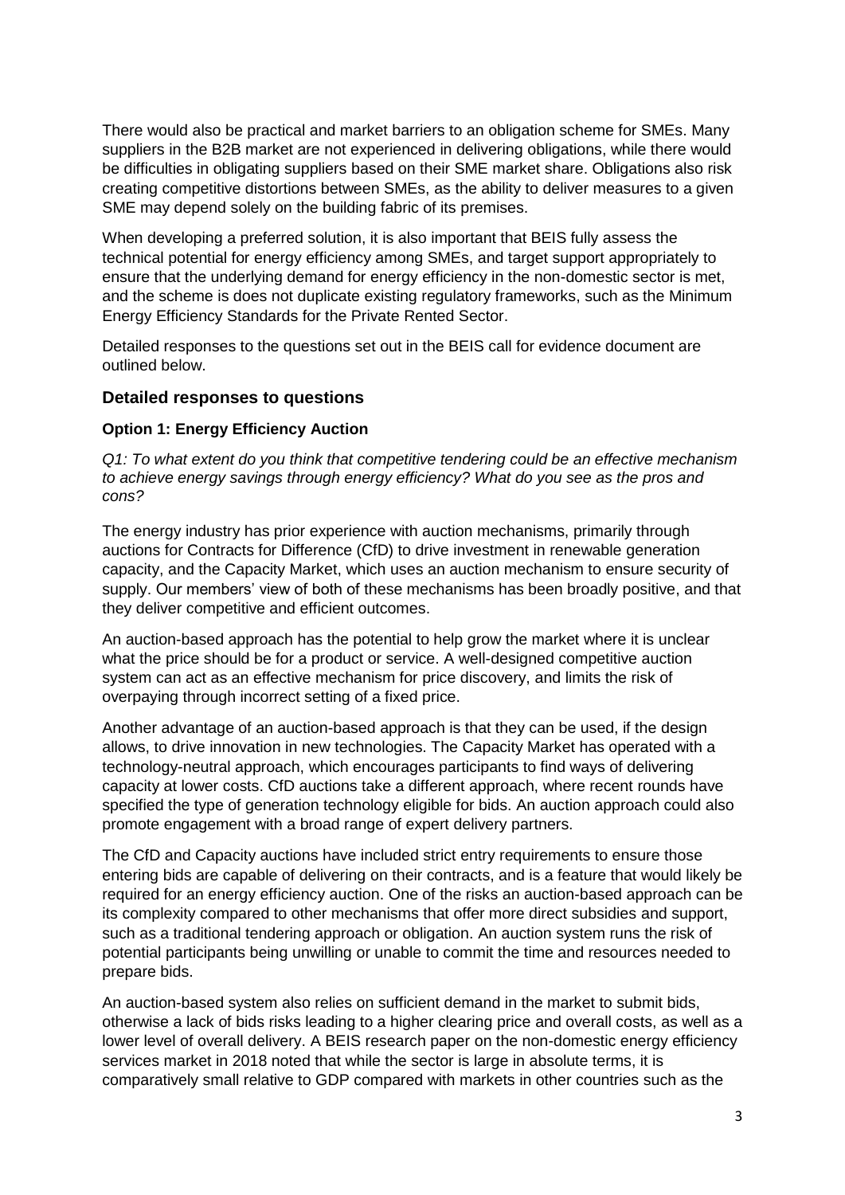There would also be practical and market barriers to an obligation scheme for SMEs. Many suppliers in the B2B market are not experienced in delivering obligations, while there would be difficulties in obligating suppliers based on their SME market share. Obligations also risk creating competitive distortions between SMEs, as the ability to deliver measures to a given SME may depend solely on the building fabric of its premises.

When developing a preferred solution, it is also important that BEIS fully assess the technical potential for energy efficiency among SMEs, and target support appropriately to ensure that the underlying demand for energy efficiency in the non-domestic sector is met, and the scheme is does not duplicate existing regulatory frameworks, such as the Minimum Energy Efficiency Standards for the Private Rented Sector.

Detailed responses to the questions set out in the BEIS call for evidence document are outlined below.

## Detailed responses to questions

### Option 1: Energy Efficiency Auction

*Q1: To what extent do you think that competitive tendering could be an effective mechanism to achieve energy savings through energy efficiency? What do you see as the pros and cons?*

The energy industry has prior experience with auction mechanisms, primarily through auctions for Contracts for Difference (CfD) to drive investment in renewable generation capacity, and the Capacity Market, which uses an auction mechanism to ensure security of supply. Our members' view of both of these mechanisms has been broadly positive, and that they deliver competitive and efficient outcomes.

An auction-based approach has the potential to help grow the market where it is unclear what the price should be for a product or service. A well-designed competitive auction system can act as an effective mechanism for price discovery, and limits the risk of overpaying through incorrect setting of a fixed price.

Another advantage of an auction-based approach is that they can be used, if the design allows, to drive innovation in new technologies. The Capacity Market has operated with a technology-neutral approach, which encourages participants to find ways of delivering capacity at lower costs. CfD auctions take a different approach, where recent rounds have specified the type of generation technology eligible for bids. An auction approach could also promote engagement with a broad range of expert delivery partners.

The CfD and Capacity auctions have included strict entry requirements to ensure those entering bids are capable of delivering on their contracts, and is a feature that would likely be required for an energy efficiency auction. One of the risks an auction-based approach can be its complexity compared to other mechanisms that offer more direct subsidies and support, such as a traditional tendering approach or obligation. An auction system runs the risk of potential participants being unwilling or unable to commit the time and resources needed to prepare bids.

An auction-based system also relies on sufficient demand in the market to submit bids, otherwise a lack of bids risks leading to a higher clearing price and overall costs, as well as a lower level of overall delivery. A BEIS research paper on the non-domestic energy efficiency services market in 2018 noted that while the sector is large in absolute terms, it is comparatively small relative to GDP compared with markets in other countries such as the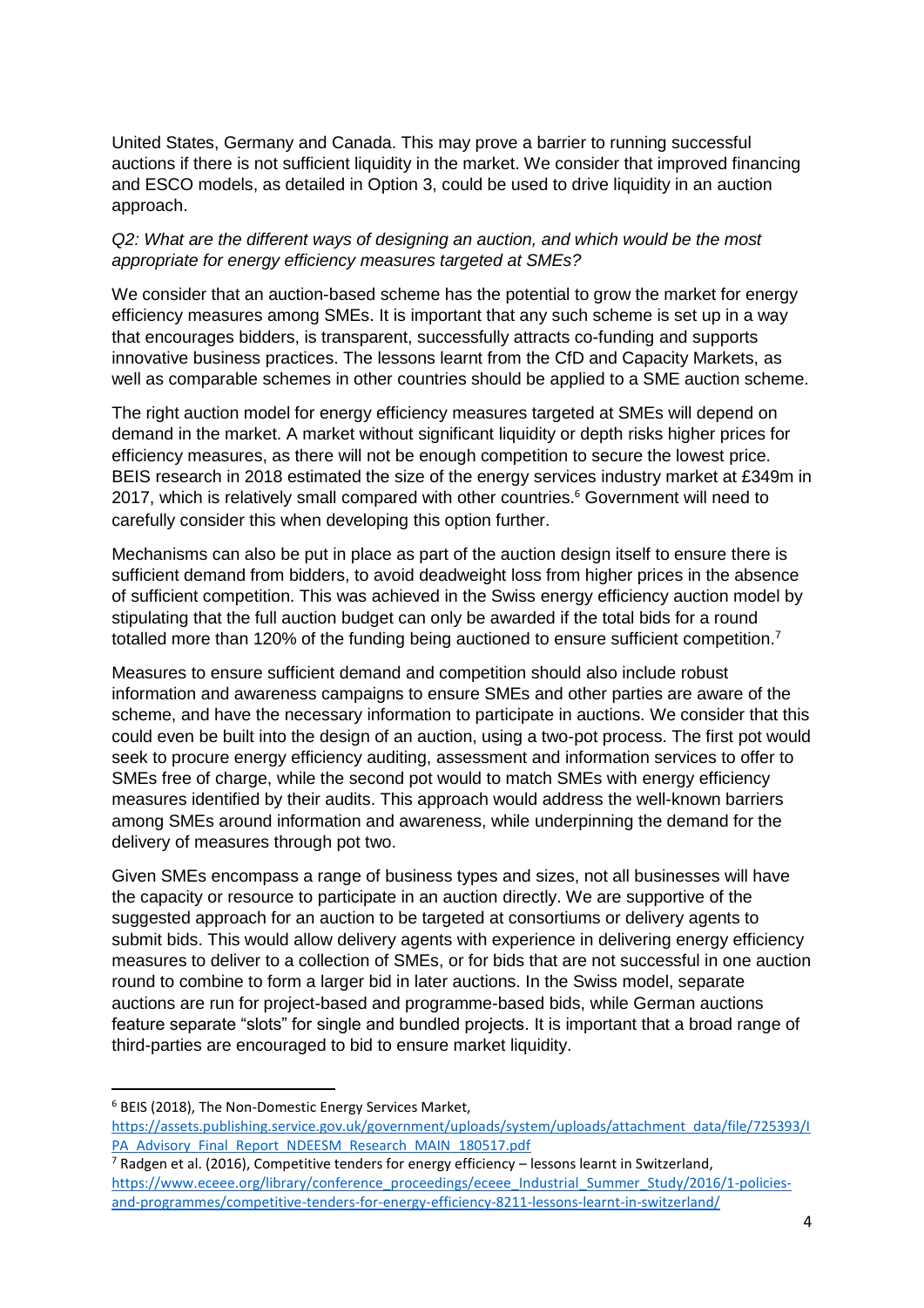United States, Germany and Canada. This may prove a barrier to running successful auctions if there is not sufficient liquidity in the market. We consider that improved financing and ESCO models, as detailed in Option 3, could be used to drive liquidity in an auction approach.

*Q2: What are the different ways of designing an auction, and which would be the most appropriate for energy efficiency measures targeted at SMEs?*

We consider that an auction-based scheme has the potential to grow the market for energy efficiency measures among SMEs. It is important that any such scheme is set up in a way that encourages bidders, is transparent, successfully attracts co-funding and supports innovative business practices. The lessons learnt from the CfD and Capacity Markets, as well as comparable schemes in other countries should be applied to a SME auction scheme.

The right auction model for energy efficiency measures targeted at SMEs will depend on demand in the market. A market without significant liquidity or depth risks higher prices for efficiency measures, as there will not be enough competition to secure the lowest price. BEIS research in 2018 estimated the size of the energy services industry market at £349m in 2017, which is relatively small compared with other countries.[6] Government will need to carefully consider this when developing this option further.

Mechanisms can also be put in place as part of the auction design itself to ensure there is sufficient demand from bidders, to avoid deadweight loss from higher prices in the absence of sufficient competition. This was achieved in the Swiss energy efficiency auction model by stipulating that the full auction budget can only be awarded if the total bids for a round totalled more than 120% of the funding being auctioned to ensure sufficient competition.[7]

Measures to ensure sufficient demand and competition should also include robust information and awareness campaigns to ensure SMEs and other parties are aware of the scheme, and have the necessary information to participate in auctions. We consider that this could even be built into the design of an auction, using a two-pot process. The first pot would seek to procure energy efficiency auditing, assessment and information services to offer to SMEs free of charge, while the second pot would to match SMEs with energy efficiency measures identified by their audits. This approach would address the well-known barriers among SMEs around information and awareness, while underpinning the demand for the delivery of measures through pot two.

Given SMEs encompass a range of business types and sizes, not all businesses will have the capacity or resource to participate in an auction directly. We are supportive of the suggested approach for an auction to be targeted at consortiums or delivery agents to submit bids. This would allow delivery agents with experience in delivering energy efficiency measures to deliver to a collection of SMEs, or for bids that are not successful in one auction round to combine to form a larger bid in later auctions. In the Swiss model, separate auctions are run for project-based and programme-based bids, while German auctions feature separate "slots" for single and bundled projects. It is important that a broad range of third-parties are encouraged to bid to ensure market liquidity.

---

[6] BEIS (2018), The Non-Domestic Energy Services Market, https://assets.publishing.service.gov.uk/government/uploads/system/uploads/attachment_data/file/725393/IPA_Advisory_Final_Report_NDEESM_Research_MAIN_180517.pdf

[7] Radgen et al. (2016), Competitive tenders for energy efficiency – lessons learnt in Switzerland, https://www.eceee.org/library/conference_proceedings/eceee_Industrial_Summer_Study/2016/1-policies-and-programmes/competitive-tenders-for-energy-efficiency-8211-lessons-learnt-in-switzerland/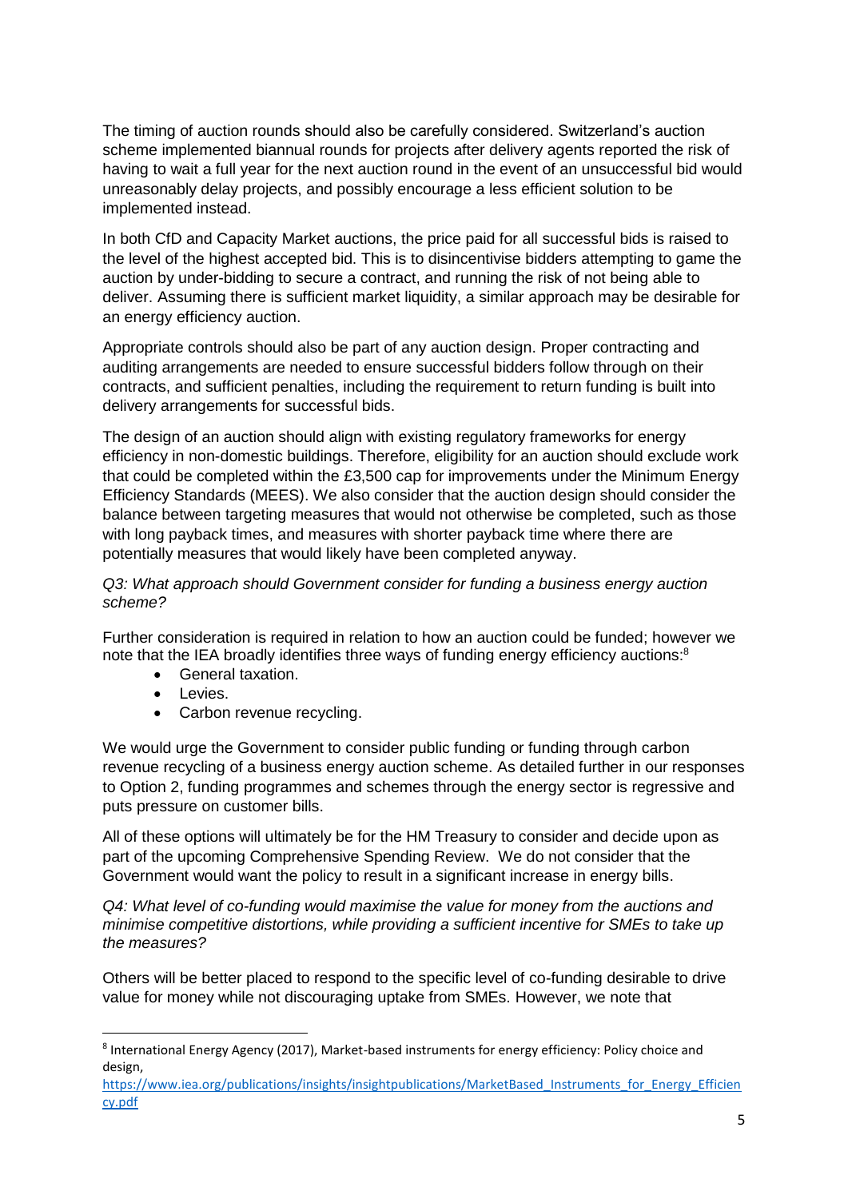The timing of auction rounds should also be carefully considered. Switzerland's auction scheme implemented biannual rounds for projects after delivery agents reported the risk of having to wait a full year for the next auction round in the event of an unsuccessful bid would unreasonably delay projects, and possibly encourage a less efficient solution to be implemented instead.

In both CfD and Capacity Market auctions, the price paid for all successful bids is raised to the level of the highest accepted bid. This is to disincentivise bidders attempting to game the auction by under-bidding to secure a contract, and running the risk of not being able to deliver. Assuming there is sufficient market liquidity, a similar approach may be desirable for an energy efficiency auction.

Appropriate controls should also be part of any auction design. Proper contracting and auditing arrangements are needed to ensure successful bidders follow through on their contracts, and sufficient penalties, including the requirement to return funding is built into delivery arrangements for successful bids.

The design of an auction should align with existing regulatory frameworks for energy efficiency in non-domestic buildings. Therefore, eligibility for an auction should exclude work that could be completed within the £3,500 cap for improvements under the Minimum Energy Efficiency Standards (MEES). We also consider that the auction design should consider the balance between targeting measures that would not otherwise be completed, such as those with long payback times, and measures with shorter payback time where there are potentially measures that would likely have been completed anyway.

*Q3: What approach should Government consider for funding a business energy auction scheme?*

Further consideration is required in relation to how an auction could be funded; however we note that the IEA broadly identifies three ways of funding energy efficiency auctions:[8]

- General taxation.
- Levies.
- Carbon revenue recycling.

We would urge the Government to consider public funding or funding through carbon revenue recycling of a business energy auction scheme. As detailed further in our responses to Option 2, funding programmes and schemes through the energy sector is regressive and puts pressure on customer bills.

All of these options will ultimately be for the HM Treasury to consider and decide upon as part of the upcoming Comprehensive Spending Review. We do not consider that the Government would want the policy to result in a significant increase in energy bills.

*Q4: What level of co-funding would maximise the value for money from the auctions and minimise competitive distortions, while providing a sufficient incentive for SMEs to take up the measures?*

Others will be better placed to respond to the specific level of co-funding desirable to drive value for money while not discouraging uptake from SMEs. However, we note that

---

[8] International Energy Agency (2017), Market-based instruments for energy efficiency: Policy choice and design, https://www.iea.org/publications/insights/insightpublications/MarketBased_Instruments_for_Energy_Efficiency.pdf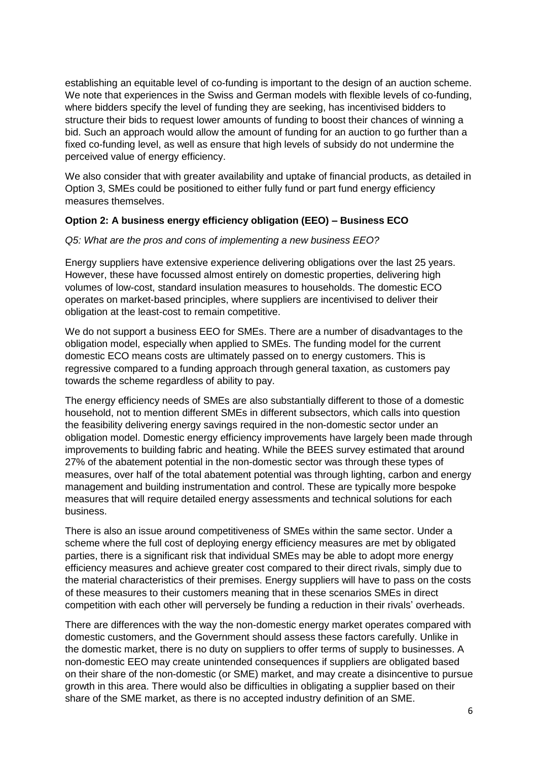establishing an equitable level of co-funding is important to the design of an auction scheme. We note that experiences in the Swiss and German models with flexible levels of co-funding, where bidders specify the level of funding they are seeking, has incentivised bidders to structure their bids to request lower amounts of funding to boost their chances of winning a bid. Such an approach would allow the amount of funding for an auction to go further than a fixed co-funding level, as well as ensure that high levels of subsidy do not undermine the perceived value of energy efficiency.

We also consider that with greater availability and uptake of financial products, as detailed in Option 3, SMEs could be positioned to either fully fund or part fund energy efficiency measures themselves.

**Option 2: A business energy efficiency obligation (EEO) – Business ECO**

*Q5: What are the pros and cons of implementing a new business EEO?*

Energy suppliers have extensive experience delivering obligations over the last 25 years. However, these have focussed almost entirely on domestic properties, delivering high volumes of low-cost, standard insulation measures to households. The domestic ECO operates on market-based principles, where suppliers are incentivised to deliver their obligation at the least-cost to remain competitive.

We do not support a business EEO for SMEs. There are a number of disadvantages to the obligation model, especially when applied to SMEs. The funding model for the current domestic ECO means costs are ultimately passed on to energy customers. This is regressive compared to a funding approach through general taxation, as customers pay towards the scheme regardless of ability to pay.

The energy efficiency needs of SMEs are also substantially different to those of a domestic household, not to mention different SMEs in different subsectors, which calls into question the feasibility delivering energy savings required in the non-domestic sector under an obligation model. Domestic energy efficiency improvements have largely been made through improvements to building fabric and heating. While the BEES survey estimated that around 27% of the abatement potential in the non-domestic sector was through these types of measures, over half of the total abatement potential was through lighting, carbon and energy management and building instrumentation and control. These are typically more bespoke measures that will require detailed energy assessments and technical solutions for each business.

There is also an issue around competitiveness of SMEs within the same sector. Under a scheme where the full cost of deploying energy efficiency measures are met by obligated parties, there is a significant risk that individual SMEs may be able to adopt more energy efficiency measures and achieve greater cost compared to their direct rivals, simply due to the material characteristics of their premises. Energy suppliers will have to pass on the costs of these measures to their customers meaning that in these scenarios SMEs in direct competition with each other will perversely be funding a reduction in their rivals' overheads.

There are differences with the way the non-domestic energy market operates compared with domestic customers, and the Government should assess these factors carefully. Unlike in the domestic market, there is no duty on suppliers to offer terms of supply to businesses. A non-domestic EEO may create unintended consequences if suppliers are obligated based on their share of the non-domestic (or SME) market, and may create a disincentive to pursue growth in this area. There would also be difficulties in obligating a supplier based on their share of the SME market, as there is no accepted industry definition of an SME.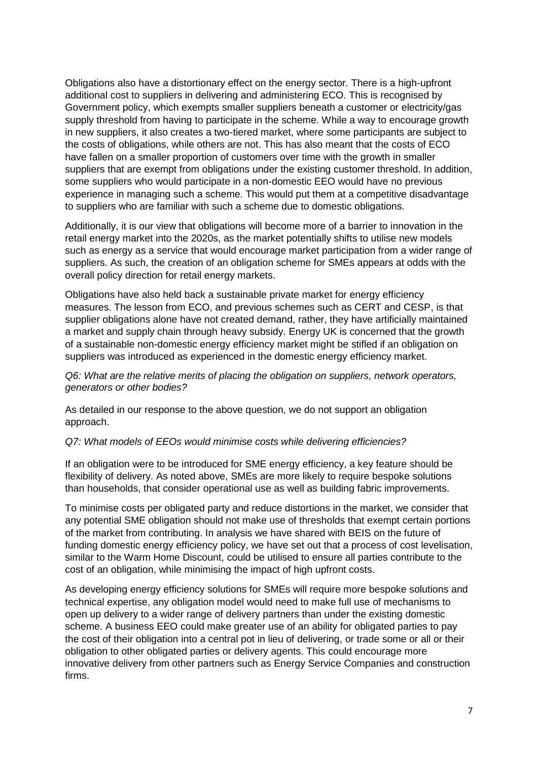Obligations also have a distortionary effect on the energy sector. There is a high-upfront additional cost to suppliers in delivering and administering ECO. This is recognised by Government policy, which exempts smaller suppliers beneath a customer or electricity/gas supply threshold from having to participate in the scheme. While a way to encourage growth in new suppliers, it also creates a two-tiered market, where some participants are subject to the costs of obligations, while others are not. This has also meant that the costs of ECO have fallen on a smaller proportion of customers over time with the growth in smaller suppliers that are exempt from obligations under the existing customer threshold. In addition, some suppliers who would participate in a non-domestic EEO would have no previous experience in managing such a scheme. This would put them at a competitive disadvantage to suppliers who are familiar with such a scheme due to domestic obligations.

Additionally, it is our view that obligations will become more of a barrier to innovation in the retail energy market into the 2020s, as the market potentially shifts to utilise new models such as energy as a service that would encourage market participation from a wider range of suppliers. As such, the creation of an obligation scheme for SMEs appears at odds with the overall policy direction for retail energy markets.

Obligations have also held back a sustainable private market for energy efficiency measures. The lesson from ECO, and previous schemes such as CERT and CESP, is that supplier obligations alone have not created demand, rather, they have artificially maintained a market and supply chain through heavy subsidy. Energy UK is concerned that the growth of a sustainable non-domestic energy efficiency market might be stifled if an obligation on suppliers was introduced as experienced in the domestic energy efficiency market.

*Q6: What are the relative merits of placing the obligation on suppliers, network operators, generators or other bodies?*

As detailed in our response to the above question, we do not support an obligation approach.

*Q7: What models of EEOs would minimise costs while delivering efficiencies?*

If an obligation were to be introduced for SME energy efficiency, a key feature should be flexibility of delivery. As noted above, SMEs are more likely to require bespoke solutions than households, that consider operational use as well as building fabric improvements.

To minimise costs per obligated party and reduce distortions in the market, we consider that any potential SME obligation should not make use of thresholds that exempt certain portions of the market from contributing. In analysis we have shared with BEIS on the future of funding domestic energy efficiency policy, we have set out that a process of cost levelisation, similar to the Warm Home Discount, could be utilised to ensure all parties contribute to the cost of an obligation, while minimising the impact of high upfront costs.

As developing energy efficiency solutions for SMEs will require more bespoke solutions and technical expertise, any obligation model would need to make full use of mechanisms to open up delivery to a wider range of delivery partners than under the existing domestic scheme. A business EEO could make greater use of an ability for obligated parties to pay the cost of their obligation into a central pot in lieu of delivering, or trade some or all or their obligation to other obligated parties or delivery agents. This could encourage more innovative delivery from other partners such as Energy Service Companies and construction firms.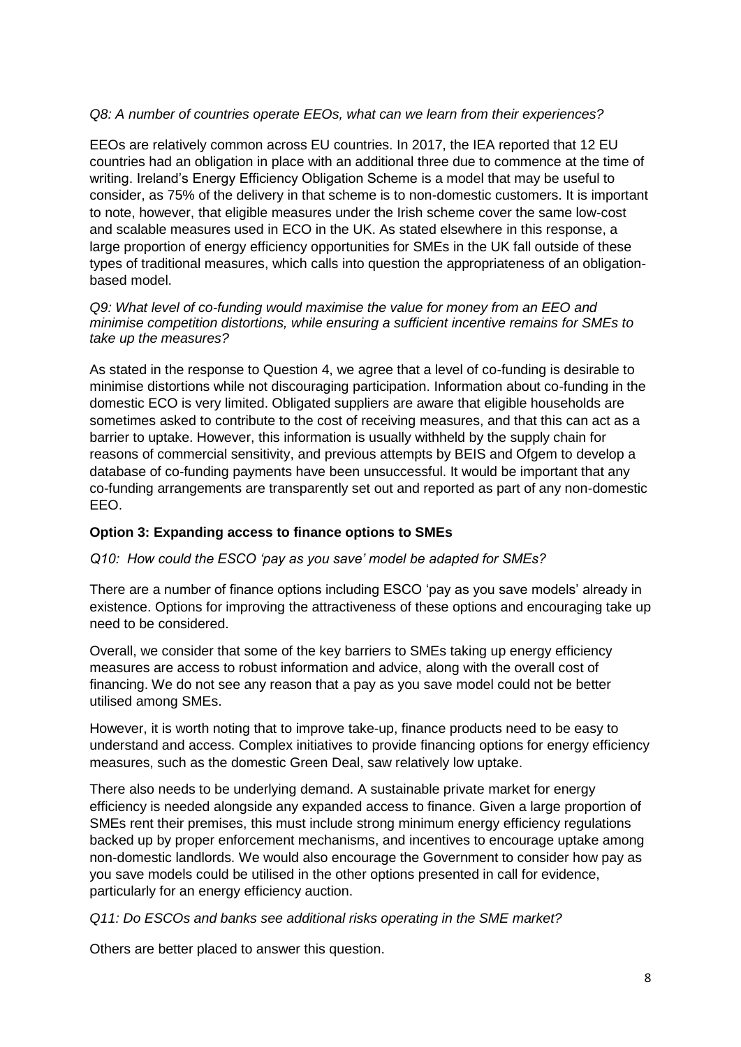*Q8: A number of countries operate EEOs, what can we learn from their experiences?*

EEOs are relatively common across EU countries. In 2017, the IEA reported that 12 EU countries had an obligation in place with an additional three due to commence at the time of writing. Ireland's Energy Efficiency Obligation Scheme is a model that may be useful to consider, as 75% of the delivery in that scheme is to non-domestic customers. It is important to note, however, that eligible measures under the Irish scheme cover the same low-cost and scalable measures used in ECO in the UK. As stated elsewhere in this response, a large proportion of energy efficiency opportunities for SMEs in the UK fall outside of these types of traditional measures, which calls into question the appropriateness of an obligation-based model.

*Q9: What level of co-funding would maximise the value for money from an EEO and minimise competition distortions, while ensuring a sufficient incentive remains for SMEs to take up the measures?*

As stated in the response to Question 4, we agree that a level of co-funding is desirable to minimise distortions while not discouraging participation. Information about co-funding in the domestic ECO is very limited. Obligated suppliers are aware that eligible households are sometimes asked to contribute to the cost of receiving measures, and that this can act as a barrier to uptake. However, this information is usually withheld by the supply chain for reasons of commercial sensitivity, and previous attempts by BEIS and Ofgem to develop a database of co-funding payments have been unsuccessful. It would be important that any co-funding arrangements are transparently set out and reported as part of any non-domestic EEO.

**Option 3: Expanding access to finance options to SMEs**

*Q10: How could the ESCO 'pay as you save' model be adapted for SMEs?*

There are a number of finance options including ESCO 'pay as you save models' already in existence. Options for improving the attractiveness of these options and encouraging take up need to be considered.

Overall, we consider that some of the key barriers to SMEs taking up energy efficiency measures are access to robust information and advice, along with the overall cost of financing. We do not see any reason that a pay as you save model could not be better utilised among SMEs.

However, it is worth noting that to improve take-up, finance products need to be easy to understand and access. Complex initiatives to provide financing options for energy efficiency measures, such as the domestic Green Deal, saw relatively low uptake.

There also needs to be underlying demand. A sustainable private market for energy efficiency is needed alongside any expanded access to finance. Given a large proportion of SMEs rent their premises, this must include strong minimum energy efficiency regulations backed up by proper enforcement mechanisms, and incentives to encourage uptake among non-domestic landlords. We would also encourage the Government to consider how pay as you save models could be utilised in the other options presented in call for evidence, particularly for an energy efficiency auction.

*Q11: Do ESCOs and banks see additional risks operating in the SME market?*

Others are better placed to answer this question.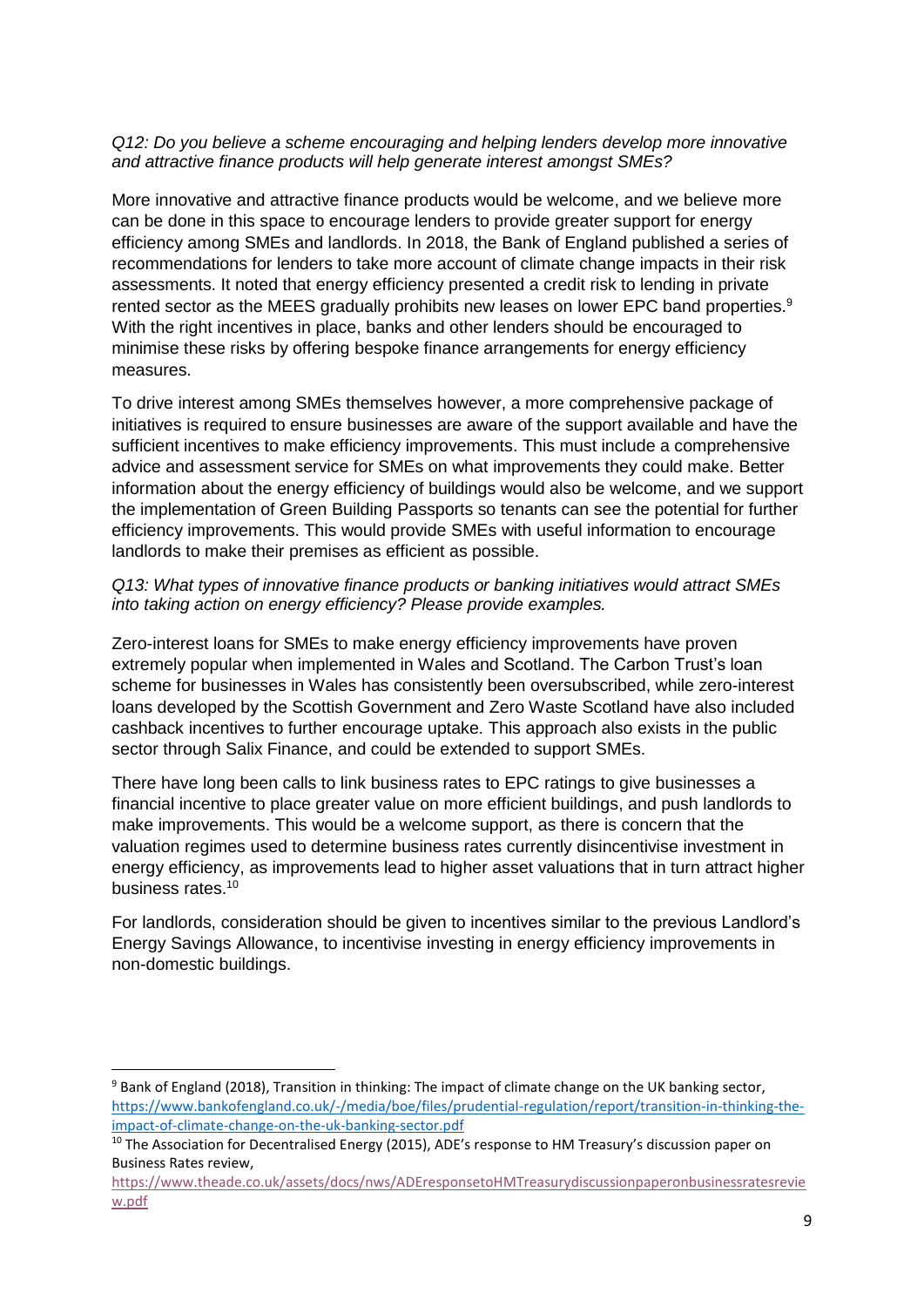*Q12: Do you believe a scheme encouraging and helping lenders develop more innovative and attractive finance products will help generate interest amongst SMEs?*

More innovative and attractive finance products would be welcome, and we believe more can be done in this space to encourage lenders to provide greater support for energy efficiency among SMEs and landlords. In 2018, the Bank of England published a series of recommendations for lenders to take more account of climate change impacts in their risk assessments. It noted that energy efficiency presented a credit risk to lending in private rented sector as the MEES gradually prohibits new leases on lower EPC band properties.[9] With the right incentives in place, banks and other lenders should be encouraged to minimise these risks by offering bespoke finance arrangements for energy efficiency measures.

To drive interest among SMEs themselves however, a more comprehensive package of initiatives is required to ensure businesses are aware of the support available and have the sufficient incentives to make efficiency improvements. This must include a comprehensive advice and assessment service for SMEs on what improvements they could make. Better information about the energy efficiency of buildings would also be welcome, and we support the implementation of Green Building Passports so tenants can see the potential for further efficiency improvements. This would provide SMEs with useful information to encourage landlords to make their premises as efficient as possible.

*Q13: What types of innovative finance products or banking initiatives would attract SMEs into taking action on energy efficiency? Please provide examples.*

Zero-interest loans for SMEs to make energy efficiency improvements have proven extremely popular when implemented in Wales and Scotland. The Carbon Trust's loan scheme for businesses in Wales has consistently been oversubscribed, while zero-interest loans developed by the Scottish Government and Zero Waste Scotland have also included cashback incentives to further encourage uptake. This approach also exists in the public sector through Salix Finance, and could be extended to support SMEs.

There have long been calls to link business rates to EPC ratings to give businesses a financial incentive to place greater value on more efficient buildings, and push landlords to make improvements. This would be a welcome support, as there is concern that the valuation regimes used to determine business rates currently disincentivise investment in energy efficiency, as improvements lead to higher asset valuations that in turn attract higher business rates.[10]

For landlords, consideration should be given to incentives similar to the previous Landlord's Energy Savings Allowance, to incentivise investing in energy efficiency improvements in non-domestic buildings.

---

[9] Bank of England (2018), Transition in thinking: The impact of climate change on the UK banking sector, https://www.bankofengland.co.uk/-/media/boe/files/prudential-regulation/report/transition-in-thinking-the-impact-of-climate-change-on-the-uk-banking-sector.pdf

[10] The Association for Decentralised Energy (2015), ADE's response to HM Treasury's discussion paper on Business Rates review, https://www.theade.co.uk/assets/docs/nws/ADEresponsetoHMTreasurydiscussionpaperonbusinessratesreview.pdf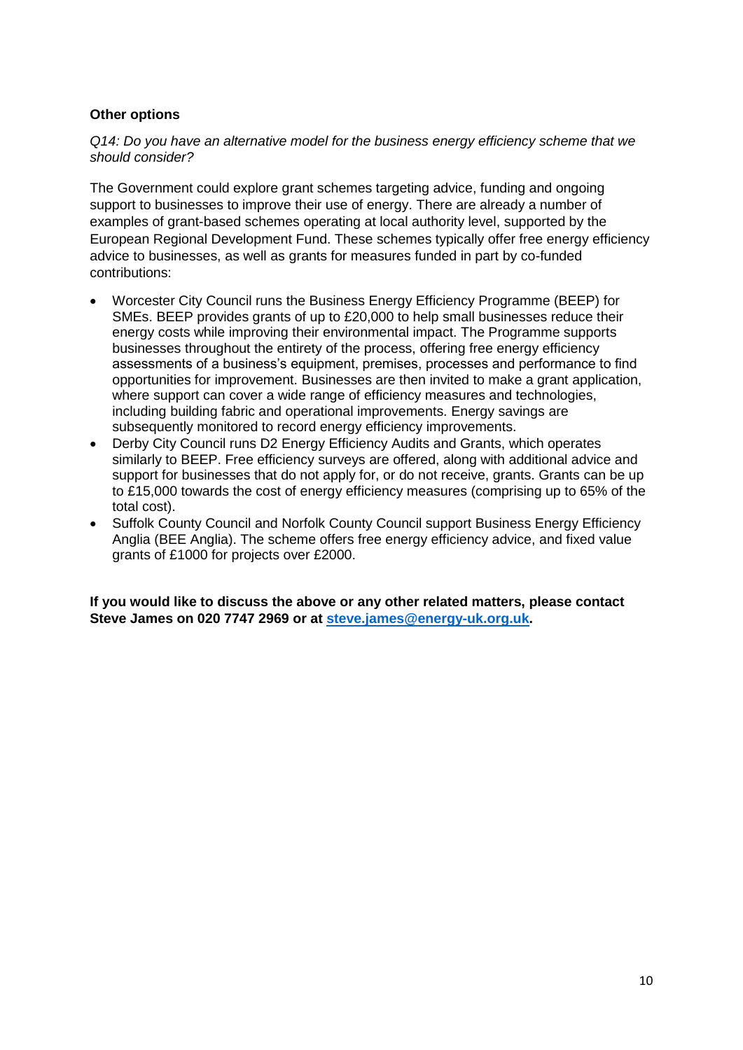**Other options**

*Q14: Do you have an alternative model for the business energy efficiency scheme that we should consider?*

The Government could explore grant schemes targeting advice, funding and ongoing support to businesses to improve their use of energy. There are already a number of examples of grant-based schemes operating at local authority level, supported by the European Regional Development Fund. These schemes typically offer free energy efficiency advice to businesses, as well as grants for measures funded in part by co-funded contributions:

- Worcester City Council runs the Business Energy Efficiency Programme (BEEP) for SMEs. BEEP provides grants of up to £20,000 to help small businesses reduce their energy costs while improving their environmental impact. The Programme supports businesses throughout the entirety of the process, offering free energy efficiency assessments of a business's equipment, premises, processes and performance to find opportunities for improvement. Businesses are then invited to make a grant application, where support can cover a wide range of efficiency measures and technologies, including building fabric and operational improvements. Energy savings are subsequently monitored to record energy efficiency improvements.
- Derby City Council runs D2 Energy Efficiency Audits and Grants, which operates similarly to BEEP. Free efficiency surveys are offered, along with additional advice and support for businesses that do not apply for, or do not receive, grants. Grants can be up to £15,000 towards the cost of energy efficiency measures (comprising up to 65% of the total cost).
- Suffolk County Council and Norfolk County Council support Business Energy Efficiency Anglia (BEE Anglia). The scheme offers free energy efficiency advice, and fixed value grants of £1000 for projects over £2000.

**If you would like to discuss the above or any other related matters, please contact Steve James on 020 7747 2969 or at [steve.james@energy-uk.org.uk](mailto:steve.james@energy-uk.org.uk).**